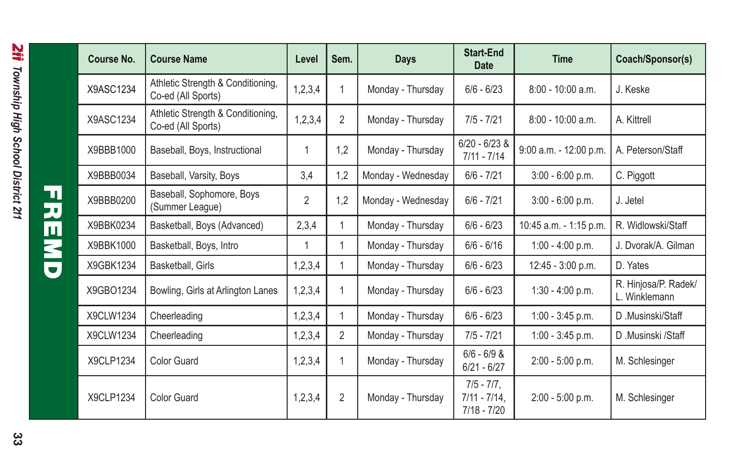## FREMD

| Course No. | Course Name | Level | Sem. | Days | Start-End Date | Time | Coach/Sponsor(s) |
|---|---|---|---|---|---|---|---|
| X9ASC1234 | Athletic Strength & Conditioning, Co-ed (All Sports) | 1,2,3,4 | 1 | Monday - Thursday | 6/6 - 6/23 | 8:00 - 10:00 a.m. | J. Keske |
| X9ASC1234 | Athletic Strength & Conditioning, Co-ed (All Sports) | 1,2,3,4 | 2 | Monday - Thursday | 7/5 - 7/21 | 8:00 - 10:00 a.m. | A. Kittrell |
| X9BBB1000 | Baseball, Boys, Instructional | 1 | 1,2 | Monday - Thursday | 6/20 - 6/23 & 7/11 - 7/14 | 9:00 a.m. - 12:00 p.m. | A. Peterson/Staff |
| X9BBB0034 | Baseball, Varsity, Boys | 3,4 | 1,2 | Monday - Wednesday | 6/6 - 7/21 | 3:00 - 6:00 p.m. | C. Piggott |
| X9BBB0200 | Baseball, Sophomore, Boys (Summer League) | 2 | 1,2 | Monday - Wednesday | 6/6 - 7/21 | 3:00 - 6:00 p.m. | J. Jetel |
| X9BBK0234 | Basketball, Boys (Advanced) | 2,3,4 | 1 | Monday - Thursday | 6/6 - 6/23 | 10:45 a.m. - 1:15 p.m. | R. Widlowski/Staff |
| X9BBK1000 | Basketball, Boys, Intro | 1 | 1 | Monday - Thursday | 6/6 - 6/16 | 1:00 - 4:00 p.m. | J. Dvorak/A. Gilman |
| X9GBK1234 | Basketball, Girls | 1,2,3,4 | 1 | Monday - Thursday | 6/6 - 6/23 | 12:45 - 3:00 p.m. | D. Yates |
| X9GBO1234 | Bowling, Girls at Arlington Lanes | 1,2,3,4 | 1 | Monday - Thursday | 6/6 - 6/23 | 1:30 - 4:00 p.m. | R. Hinjosa/P. Radek/ L. Winklemann |
| X9CLW1234 | Cheerleading | 1,2,3,4 | 1 | Monday - Thursday | 6/6 - 6/23 | 1:00 - 3:45 p.m. | D .Musinski/Staff |
| X9CLW1234 | Cheerleading | 1,2,3,4 | 2 | Monday - Thursday | 7/5 - 7/21 | 1:00 - 3:45 p.m. | D .Musinski /Staff |
| X9CLP1234 | Color Guard | 1,2,3,4 | 1 | Monday - Thursday | 6/6 - 6/9 & 6/21 - 6/27 | 2:00 - 5:00 p.m. | M. Schlesinger |
| X9CLP1234 | Color Guard | 1,2,3,4 | 2 | Monday - Thursday | 7/5 - 7/7, 7/11 - 7/14, 7/18 - 7/20 | 2:00 - 5:00 p.m. | M. Schlesinger |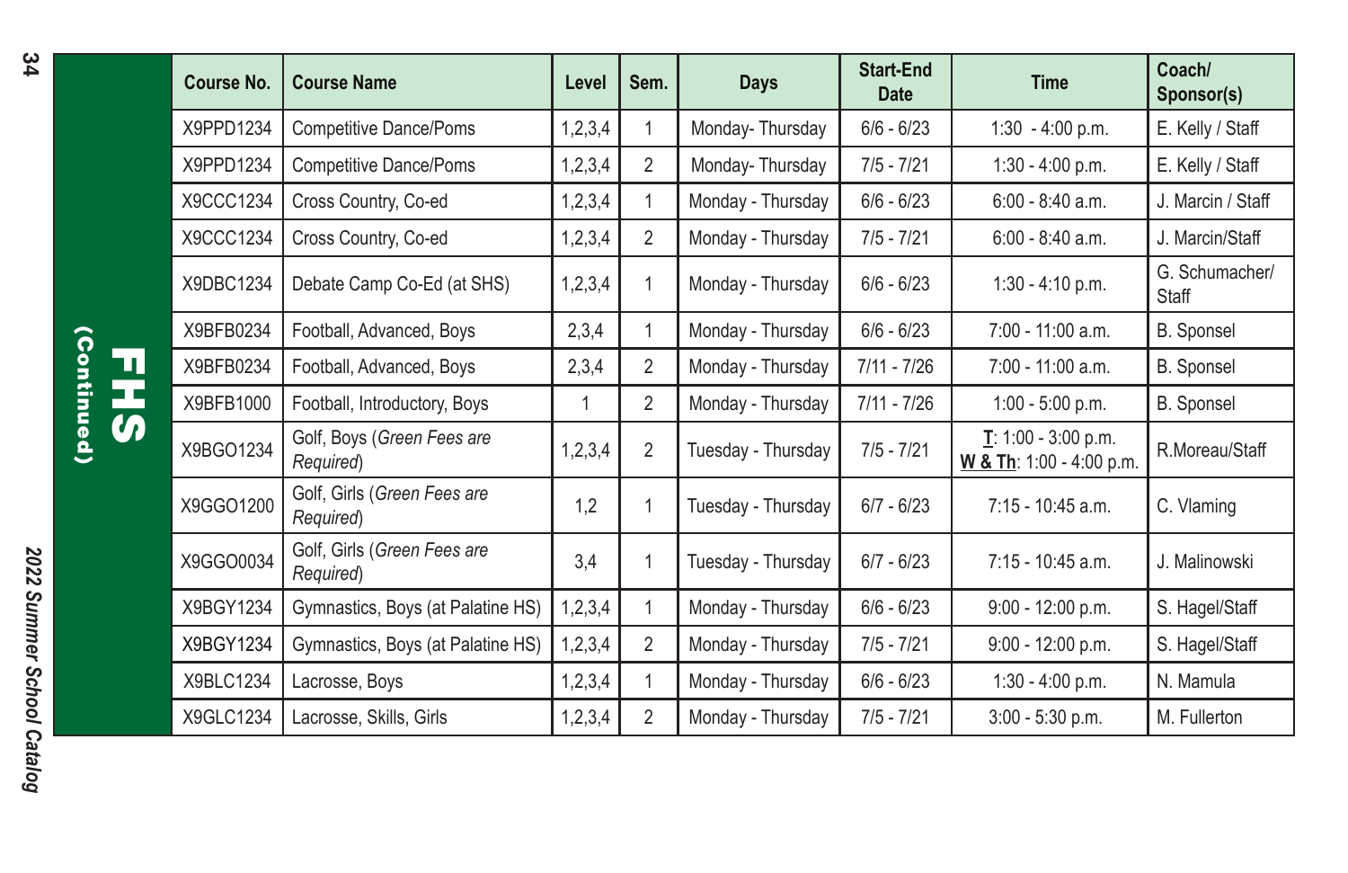## FHS (Continued)

| Course No. | Course Name | Level | Sem. | Days | Start-End Date | Time | Coach/ Sponsor(s) |
|---|---|---|---|---|---|---|---|
| X9PPD1234 | Competitive Dance/Poms | 1,2,3,4 | 1 | Monday- Thursday | 6/6 - 6/23 | 1:30 - 4:00 p.m. | E. Kelly / Staff |
| X9PPD1234 | Competitive Dance/Poms | 1,2,3,4 | 2 | Monday- Thursday | 7/5 - 7/21 | 1:30 - 4:00 p.m. | E. Kelly / Staff |
| X9CCC1234 | Cross Country, Co-ed | 1,2,3,4 | 1 | Monday - Thursday | 6/6 - 6/23 | 6:00 - 8:40 a.m. | J. Marcin / Staff |
| X9CCC1234 | Cross Country, Co-ed | 1,2,3,4 | 2 | Monday - Thursday | 7/5 - 7/21 | 6:00 - 8:40 a.m. | J. Marcin/Staff |
| X9DBC1234 | Debate Camp Co-Ed (at SHS) | 1,2,3,4 | 1 | Monday - Thursday | 6/6 - 6/23 | 1:30 - 4:10 p.m. | G. Schumacher/ Staff |
| X9BFB0234 | Football, Advanced, Boys | 2,3,4 | 1 | Monday - Thursday | 6/6 - 6/23 | 7:00 - 11:00 a.m. | B. Sponsel |
| X9BFB0234 | Football, Advanced, Boys | 2,3,4 | 2 | Monday - Thursday | 7/11 - 7/26 | 7:00 - 11:00 a.m. | B. Sponsel |
| X9BFB1000 | Football, Introductory, Boys | 1 | 2 | Monday - Thursday | 7/11 - 7/26 | 1:00 - 5:00 p.m. | B. Sponsel |
| X9BGO1234 | Golf, Boys (*Green Fees are Required*) | 1,2,3,4 | 2 | Tuesday - Thursday | 7/5 - 7/21 | T: 1:00 - 3:00 p.m. W & Th: 1:00 - 4:00 p.m. | R.Moreau/Staff |
| X9GGO1200 | Golf, Girls (*Green Fees are Required*) | 1,2 | 1 | Tuesday - Thursday | 6/7 - 6/23 | 7:15 - 10:45 a.m. | C. Vlaming |
| X9GGO0034 | Golf, Girls (*Green Fees are Required*) | 3,4 | 1 | Tuesday - Thursday | 6/7 - 6/23 | 7:15 - 10:45 a.m. | J. Malinowski |
| X9BGY1234 | Gymnastics, Boys (at Palatine HS) | 1,2,3,4 | 1 | Monday - Thursday | 6/6 - 6/23 | 9:00 - 12:00 p.m. | S. Hagel/Staff |
| X9BGY1234 | Gymnastics, Boys (at Palatine HS) | 1,2,3,4 | 2 | Monday - Thursday | 7/5 - 7/21 | 9:00 - 12:00 p.m. | S. Hagel/Staff |
| X9BLC1234 | Lacrosse, Boys | 1,2,3,4 | 1 | Monday - Thursday | 6/6 - 6/23 | 1:30 - 4:00 p.m. | N. Mamula |
| X9GLC1234 | Lacrosse, Skills, Girls | 1,2,3,4 | 2 | Monday - Thursday | 7/5 - 7/21 | 3:00 - 5:30 p.m. | M. Fullerton |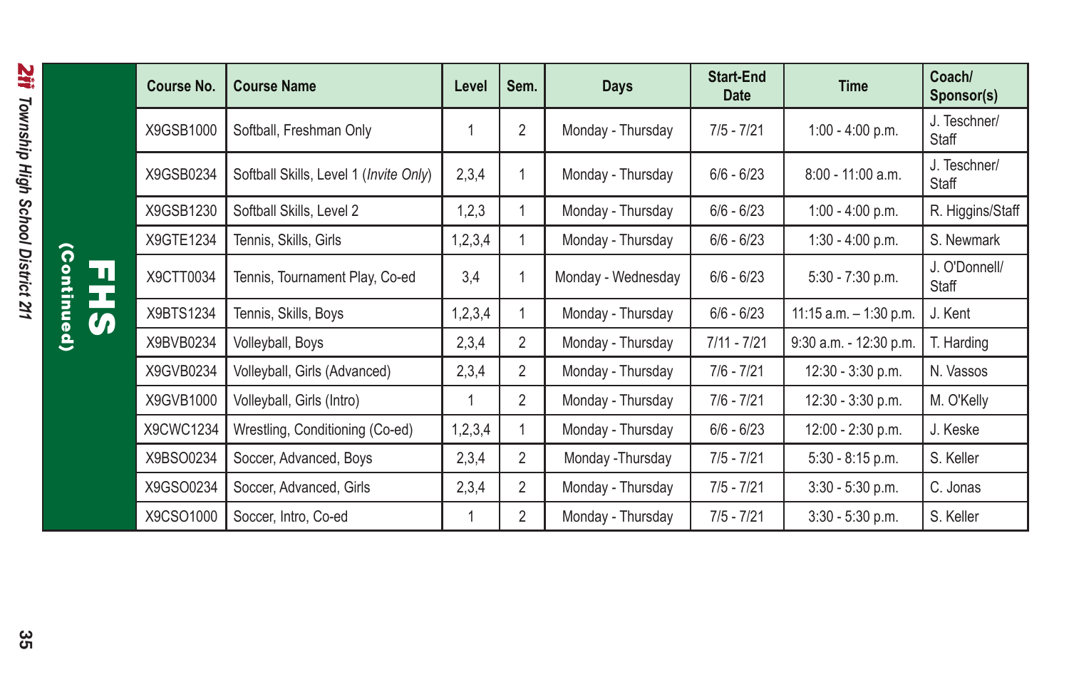## FHS (Continued)

| Course No. | Course Name | Level | Sem. | Days | Start-End Date | Time | Coach/ Sponsor(s) |
|---|---|---|---|---|---|---|---|
| X9GSB1000 | Softball, Freshman Only | 1 | 2 | Monday - Thursday | 7/5 - 7/21 | 1:00 - 4:00 p.m. | J. Teschner/ Staff |
| X9GSB0234 | Softball Skills, Level 1 (*Invite Only*) | 2,3,4 | 1 | Monday - Thursday | 6/6 - 6/23 | 8:00 - 11:00 a.m. | J. Teschner/ Staff |
| X9GSB1230 | Softball Skills, Level 2 | 1,2,3 | 1 | Monday - Thursday | 6/6 - 6/23 | 1:00 - 4:00 p.m. | R. Higgins/Staff |
| X9GTE1234 | Tennis, Skills, Girls | 1,2,3,4 | 1 | Monday - Thursday | 6/6 - 6/23 | 1:30 - 4:00 p.m. | S. Newmark |
| X9CTT0034 | Tennis, Tournament Play, Co-ed | 3,4 | 1 | Monday - Wednesday | 6/6 - 6/23 | 5:30 - 7:30 p.m. | J. O'Donnell/ Staff |
| X9BTS1234 | Tennis, Skills, Boys | 1,2,3,4 | 1 | Monday - Thursday | 6/6 - 6/23 | 11:15 a.m. – 1:30 p.m. | J. Kent |
| X9BVB0234 | Volleyball, Boys | 2,3,4 | 2 | Monday - Thursday | 7/11 - 7/21 | 9:30 a.m. - 12:30 p.m. | T. Harding |
| X9GVB0234 | Volleyball, Girls (Advanced) | 2,3,4 | 2 | Monday - Thursday | 7/6 - 7/21 | 12:30 - 3:30 p.m. | N. Vassos |
| X9GVB1000 | Volleyball, Girls (Intro) | 1 | 2 | Monday - Thursday | 7/6 - 7/21 | 12:30 - 3:30 p.m. | M. O'Kelly |
| X9CWC1234 | Wrestling, Conditioning (Co-ed) | 1,2,3,4 | 1 | Monday - Thursday | 6/6 - 6/23 | 12:00 - 2:30 p.m. | J. Keske |
| X9BSO0234 | Soccer, Advanced, Boys | 2,3,4 | 2 | Monday -Thursday | 7/5 - 7/21 | 5:30 - 8:15 p.m. | S. Keller |
| X9GSO0234 | Soccer, Advanced, Girls | 2,3,4 | 2 | Monday - Thursday | 7/5 - 7/21 | 3:30 - 5:30 p.m. | C. Jonas |
| X9CSO1000 | Soccer, Intro, Co-ed | 1 | 2 | Monday - Thursday | 7/5 - 7/21 | 3:30 - 5:30 p.m. | S. Keller |